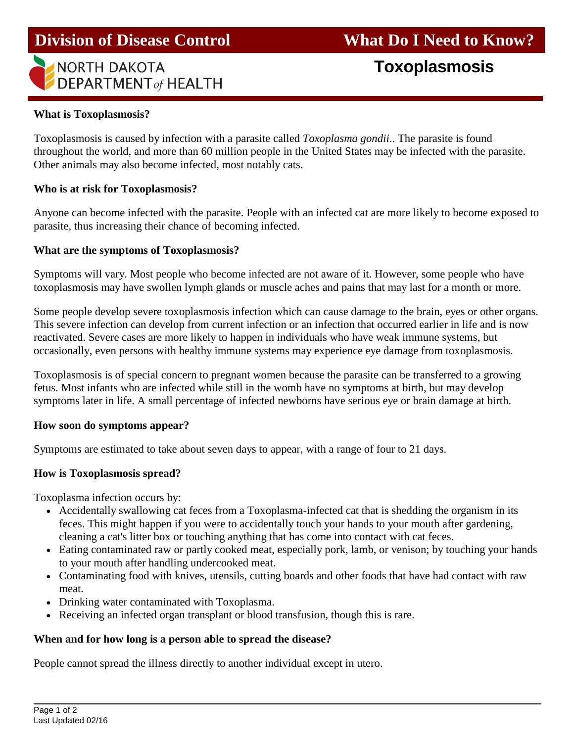# Division of Disease Control

# What Do I Need to Know?

NORTH DAKOTA DEPARTMENT *of* HEALTH

## Toxoplasmosis

**What is Toxoplasmosis?**

Toxoplasmosis is caused by infection with a parasite called *Toxoplasma gondii*.. The parasite is found throughout the world, and more than 60 million people in the United States may be infected with the parasite. Other animals may also become infected, most notably cats.

**Who is at risk for Toxoplasmosis?**

Anyone can become infected with the parasite. People with an infected cat are more likely to become exposed to parasite, thus increasing their chance of becoming infected.

**What are the symptoms of Toxoplasmosis?**

Symptoms will vary. Most people who become infected are not aware of it. However, some people who have toxoplasmosis may have swollen lymph glands or muscle aches and pains that may last for a month or more.

Some people develop severe toxoplasmosis infection which can cause damage to the brain, eyes or other organs. This severe infection can develop from current infection or an infection that occurred earlier in life and is now reactivated. Severe cases are more likely to happen in individuals who have weak immune systems, but occasionally, even persons with healthy immune systems may experience eye damage from toxoplasmosis.

Toxoplasmosis is of special concern to pregnant women because the parasite can be transferred to a growing fetus. Most infants who are infected while still in the womb have no symptoms at birth, but may develop symptoms later in life. A small percentage of infected newborns have serious eye or brain damage at birth.

**How soon do symptoms appear?**

Symptoms are estimated to take about seven days to appear, with a range of four to 21 days.

**How is Toxoplasmosis spread?**

Toxoplasma infection occurs by:

- Accidentally swallowing cat feces from a Toxoplasma-infected cat that is shedding the organism in its feces. This might happen if you were to accidentally touch your hands to your mouth after gardening, cleaning a cat's litter box or touching anything that has come into contact with cat feces.
- Eating contaminated raw or partly cooked meat, especially pork, lamb, or venison; by touching your hands to your mouth after handling undercooked meat.
- Contaminating food with knives, utensils, cutting boards and other foods that have had contact with raw meat.
- Drinking water contaminated with Toxoplasma.
- Receiving an infected organ transplant or blood transfusion, though this is rare.

**When and for how long is a person able to spread the disease?**

People cannot spread the illness directly to another individual except in utero.

Last Updated 02/16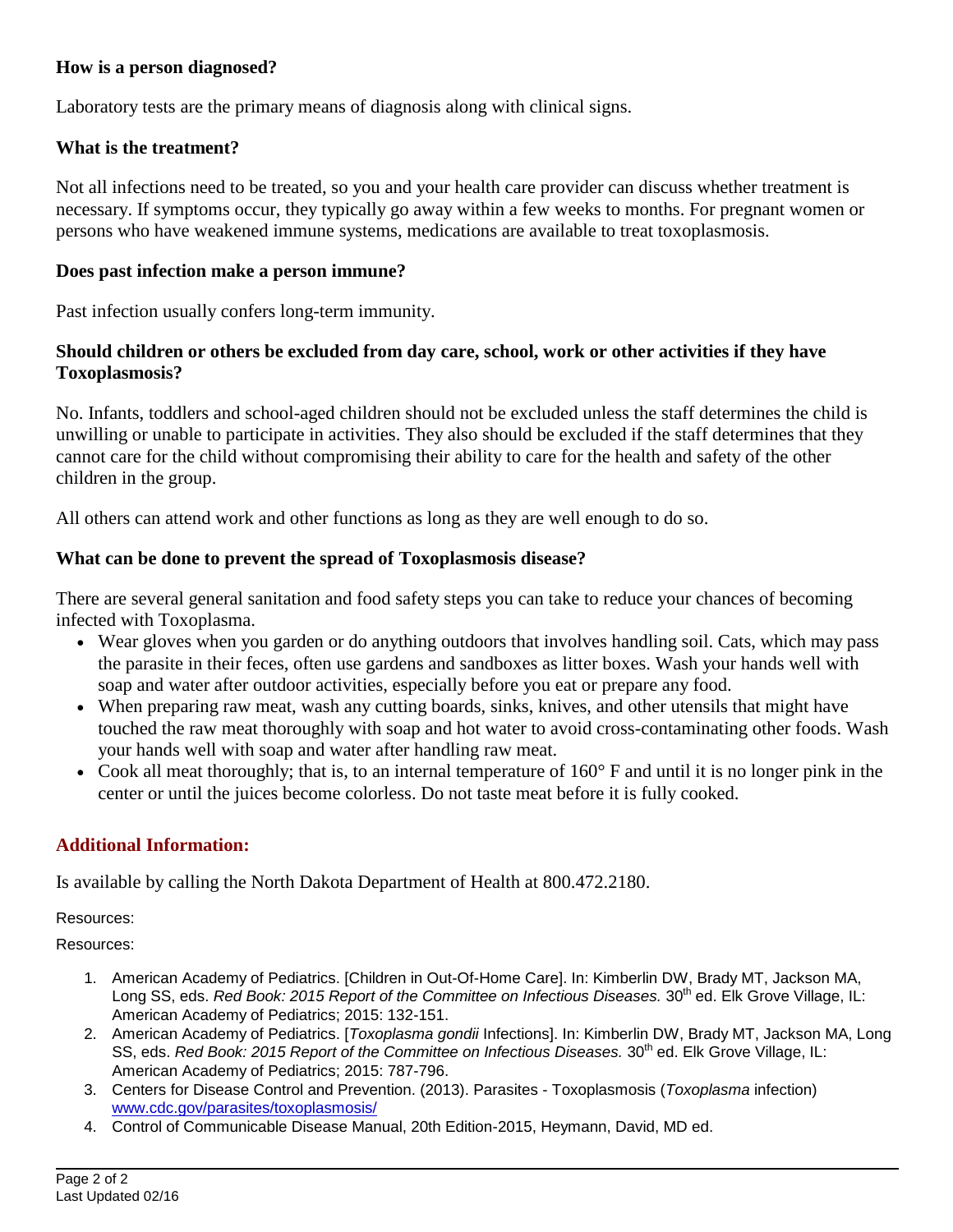**How is a person diagnosed?**

Laboratory tests are the primary means of diagnosis along with clinical signs.

**What is the treatment?**

Not all infections need to be treated, so you and your health care provider can discuss whether treatment is necessary. If symptoms occur, they typically go away within a few weeks to months. For pregnant women or persons who have weakened immune systems, medications are available to treat toxoplasmosis.

**Does past infection make a person immune?**

Past infection usually confers long-term immunity.

**Should children or others be excluded from day care, school, work or other activities if they have Toxoplasmosis?**

No. Infants, toddlers and school-aged children should not be excluded unless the staff determines the child is unwilling or unable to participate in activities. They also should be excluded if the staff determines that they cannot care for the child without compromising their ability to care for the health and safety of the other children in the group.

All others can attend work and other functions as long as they are well enough to do so.

**What can be done to prevent the spread of Toxoplasmosis disease?**

There are several general sanitation and food safety steps you can take to reduce your chances of becoming infected with Toxoplasma.

- Wear gloves when you garden or do anything outdoors that involves handling soil. Cats, which may pass the parasite in their feces, often use gardens and sandboxes as litter boxes. Wash your hands well with soap and water after outdoor activities, especially before you eat or prepare any food.
- When preparing raw meat, wash any cutting boards, sinks, knives, and other utensils that might have touched the raw meat thoroughly with soap and hot water to avoid cross-contaminating other foods. Wash your hands well with soap and water after handling raw meat.
- Cook all meat thoroughly; that is, to an internal temperature of 160° F and until it is no longer pink in the center or until the juices become colorless. Do not taste meat before it is fully cooked.

## Additional Information:

Is available by calling the North Dakota Department of Health at 800.472.2180.

Resources:

Resources:

1. American Academy of Pediatrics. [Children in Out-Of-Home Care]. In: Kimberlin DW, Brady MT, Jackson MA, Long SS, eds. *Red Book: 2015 Report of the Committee on Infectious Diseases.* 30th ed. Elk Grove Village, IL: American Academy of Pediatrics; 2015: 132-151.
2. American Academy of Pediatrics. [*Toxoplasma gondii* Infections]. In: Kimberlin DW, Brady MT, Jackson MA, Long SS, eds. *Red Book: 2015 Report of the Committee on Infectious Diseases.* 30th ed. Elk Grove Village, IL: American Academy of Pediatrics; 2015: 787-796.
3. Centers for Disease Control and Prevention. (2013). Parasites - Toxoplasmosis (*Toxoplasma* infection) [www.cdc.gov/parasites/toxoplasmosis/](http://www.cdc.gov/parasites/toxoplasmosis/)
4. Control of Communicable Disease Manual, 20th Edition-2015, Heymann, David, MD ed.

Last Updated 02/16